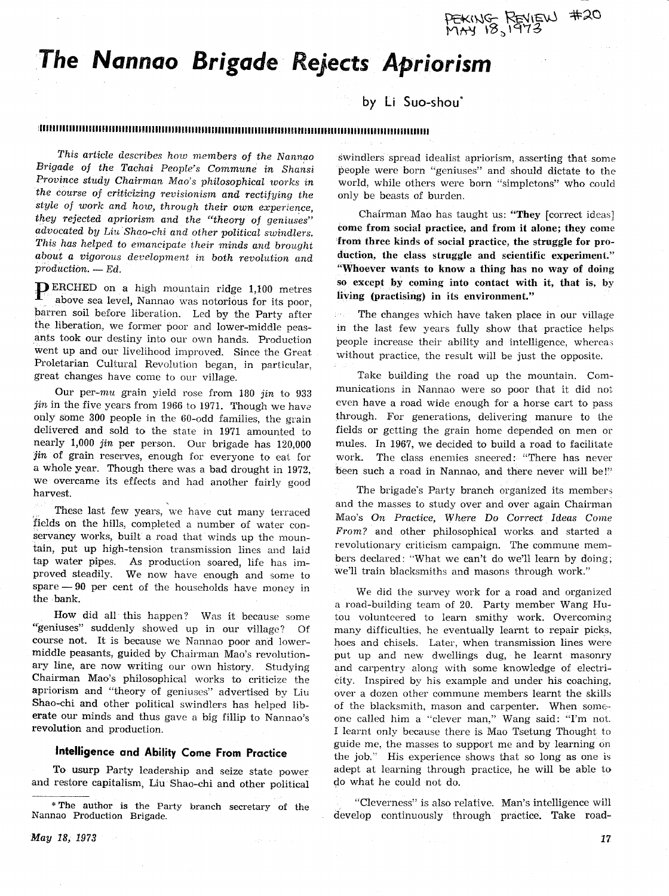# The Nannao Brigade Rejects Apriorism

by Li Suo-shou*

*This article describes how members of the Nannao Brigade of the Tachai People's Commune in Shansi Province study Chairman Mao's philosophical works in the course of criticizing revisionism and rectifying the style of work and how, through their own experience, they rejected apriorism and the "theory of geniuses" advocated by Liu Shao-chi and other political swindlers. This has helped to emancipate their minds and brought about a vigorous development in both revolution and production. — Ed.*

PERCHED on a high mountain ridge 1,100 metres above sea level, Nannao was notorious for its poor, barren soil before liberation. Led by the Party after the liberation, we former poor and lower-middle peasants took our destiny into our own hands. Production went up and our livelihood improved. Since the Great Proletarian Cultural Revolution began, in particular, great changes have come to our village.

Our per-*mu* grain yield rose from 180 *jin* to 933 *jin* in the five years from 1966 to 1971. Though we have only some 300 people in the 60-odd families, the grain delivered and sold to the state in 1971 amounted to nearly 1,000 *jin* per person. Our brigade has 120,000 *jin* of grain reserves, enough for everyone to eat for a whole year. Though there was a bad drought in 1972, we overcame its effects and had another fairly good harvest.

These last few years, we have cut many terraced fields on the hills, completed a number of water conservancy works, built a road that winds up the mountain, put up high-tension transmission lines and laid tap water pipes. As production soared, life has improved steadily. We now have enough and some to spare — 90 per cent of the households have money in the bank.

How did all this happen? Was it because some "geniuses" suddenly showed up in our village? Of course not. It is because we Nannao poor and lower-middle peasants, guided by Chairman Mao's revolutionary line, are now writing our own history. Studying Chairman Mao's philosophical works to criticize the apriorism and "theory of geniuses" advertised by Liu Shao-chi and other political swindlers has helped liberate our minds and thus gave a big fillip to Nannao's revolution and production.

## Intelligence and Ability Come From Practice

To usurp Party leadership and seize state power and restore capitalism, Liu Shao-chi and other political swindlers spread idealist apriorism, asserting that some people were born "geniuses" and should dictate to the world, while others were born "simpletons" who could only be beasts of burden.

Chairman Mao has taught us: **"They [correct ideas] come from social practice, and from it alone; they come from three kinds of social practice, the struggle for production, the class struggle and scientific experiment." "Whoever wants to know a thing has no way of doing so except by coming into contact with it, that is, by living (practising) in its environment."**

The changes which have taken place in our village in the last few years fully show that practice helps people increase their ability and intelligence, whereas without practice, the result will be just the opposite.

Take building the road up the mountain. Communications in Nannao were so poor that it did not even have a road wide enough for a horse cart to pass through. For generations, delivering manure to the fields or getting the grain home depended on men or mules. In 1967, we decided to build a road to facilitate work. The class enemies sneered: "There has never been such a road in Nannao, and there never will be!"

The brigade's Party branch organized its members and the masses to study over and over again Chairman Mao's *On Practice, Where Do Correct Ideas Come From?* and other philosophical works and started a revolutionary criticism campaign. The commune members declared: "What we can't do we'll learn by doing; we'll train blacksmiths and masons through work."

We did the survey work for a road and organized a road-building team of 20. Party member Wang Hu-tou volunteered to learn smithy work. Overcoming many difficulties, he eventually learnt to repair picks, hoes and chisels. Later, when transmission lines were put up and new dwellings dug, he learnt masonry and carpentry along with some knowledge of electricity. Inspired by his example and under his coaching, over a dozen other commune members learnt the skills of the blacksmith, mason and carpenter. When someone called him a "clever man," Wang said: "I'm not. I learnt only because there is Mao Tsetung Thought to guide me, the masses to support me and by learning on the job." His experience shows that so long as one is adept at learning through practice, he will be able to do what he could not do.

"Cleverness" is also relative. Man's intelligence will develop continuously through practice. Take road-

\* The author is the Party branch secretary of the Nannao Production Brigade.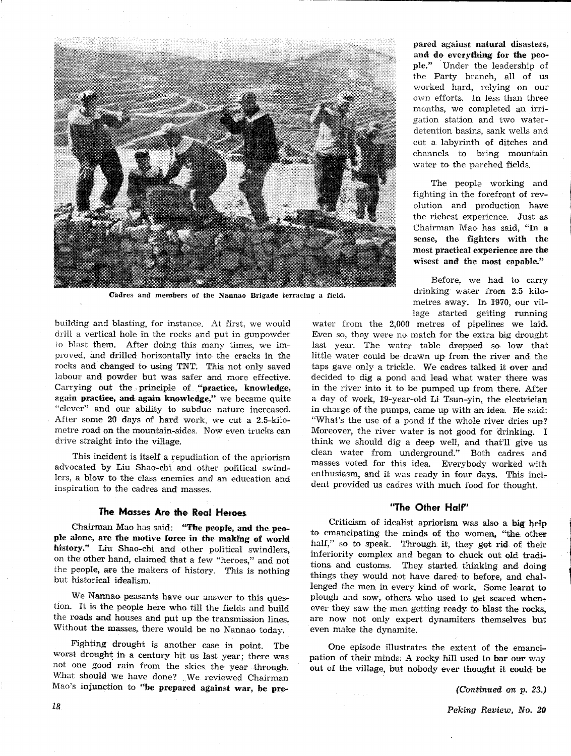Cadres and members of the Nannao Brigade terracing a field.

building and blasting, for instance. At first, we would drill a vertical hole in the rocks and put in gunpowder to blast them. After doing this many times, we improved, and drilled horizontally into the cracks in the rocks and changed to using TNT. This not only saved labour and powder but was safer and more effective. Carrying out the principle of **"practice, knowledge, again practice, and again knowledge,"** we became quite "clever" and our ability to subdue nature increased. After some 20 days of hard work, we cut a 2.5-kilometre road on the mountain-sides. Now even trucks can drive straight into the village.

This incident is itself a repudiation of the apriorism advocated by Liu Shao-chi and other political swindlers, a blow to the class enemies and an education and inspiration to the cadres and masses.

### The Masses Are the Real Heroes

Chairman Mao has said: **"The people, and the people alone, are the motive force in the making of world history."** Liu Shao-chi and other political swindlers, on the other hand, claimed that a few "heroes," and not the people, are the makers of history. This is nothing but historical idealism.

We Nannao peasants have our answer to this question. It is the people here who till the fields and build the roads and houses and put up the transmission lines. Without the masses, there would be no Nannao today.

Fighting drought is another case in point. The worst drought in a century hit us last year; there was not one good rain from the skies the year through. What should we have done? We reviewed Chairman Mao's injunction to **"be prepared against war, be prepared against natural disasters, and do everything for the people."** Under the leadership of the Party branch, all of us worked hard, relying on our own efforts. In less than three months, we completed an irrigation station and two water-detention basins, sank wells and cut a labyrinth of ditches and channels to bring mountain water to the parched fields.

The people working and fighting in the forefront of revolution and production have the richest experience. Just as Chairman Mao has said, **"In a sense, the fighters with the most practical experience are the wisest and the most capable."**

Before, we had to carry drinking water from 2.5 kilometres away. In 1970, our village started getting running water from the 2,000 metres of pipelines we laid. Even so, they were no match for the extra big drought last year. The water table dropped so low that little water could be drawn up from the river and the taps gave only a trickle. We cadres talked it over and decided to dig a pond and lead what water there was in the river into it to be pumped up from there. After a day of work, 19-year-old Li Tsun-yin, the electrician in charge of the pumps, came up with an idea. He said: "What's the use of a pond if the whole river dries up? Moreover, the river water is not good for drinking. I think we should dig a deep well, and that'll give us clean water from underground." Both cadres and masses voted for this idea. Everybody worked with enthusiasm, and it was ready in four days. This incident provided us cadres with much food for thought.

### "The Other Half"

Criticism of idealist apriorism was also a big help to emancipating the minds of the women, "the other half," so to speak. Through it, they got rid of their inferiority complex and began to chuck out old traditions and customs. They started thinking and doing things they would not have dared to before, and challenged the men in every kind of work. Some learnt to plough and sow, others who used to get scared whenever they saw the men getting ready to blast the rocks, are now not only expert dynamiters themselves but even make the dynamite.

One episode illustrates the extent of the emancipation of their minds. A rocky hill used to bar our way out of the village, but nobody ever thought it could be

*(Continued on p. 23.)*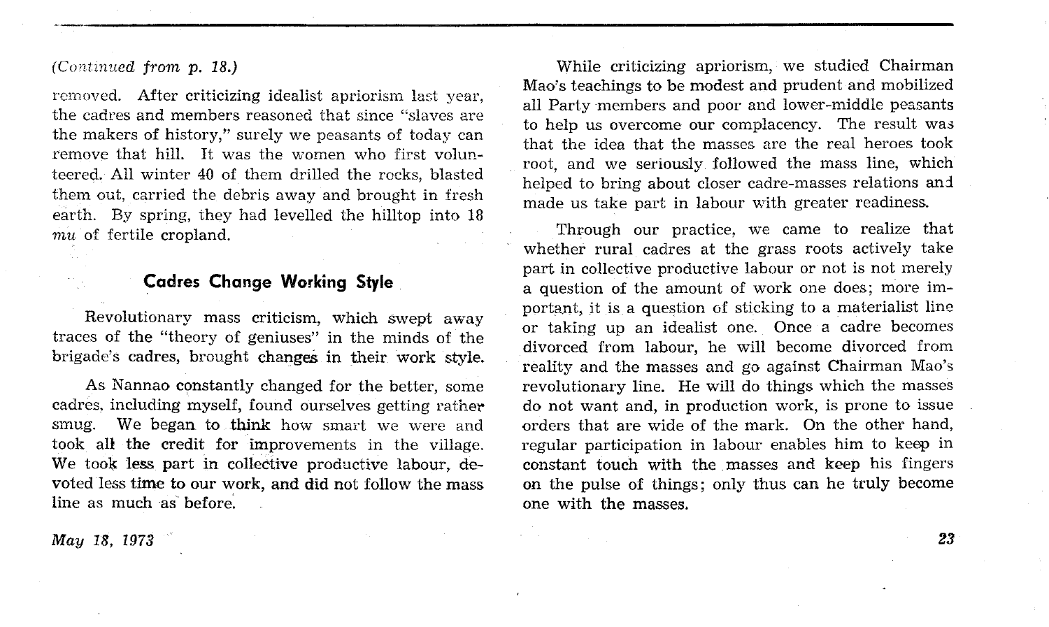*(Continued from p. 18.)*

removed. After criticizing idealist apriorism last year, the cadres and members reasoned that since "slaves are the makers of history," surely we peasants of today can remove that hill. It was the women who first volunteered. All winter 40 of them drilled the rocks, blasted them out, carried the debris away and brought in fresh earth. By spring, they had levelled the hilltop into 18 *mu* of fertile cropland.

## Cadres Change Working Style

Revolutionary mass criticism, which swept away traces of the "theory of geniuses" in the minds of the brigade's cadres, brought changes in their work style.

As Nannao constantly changed for the better, some cadres, including myself, found ourselves getting rather smug. We began to think how smart we were and took all the credit for improvements in the village. We took less part in collective productive labour, devoted less time to our work, and did not follow the mass line as much as before.

While criticizing apriorism, we studied Chairman Mao's teachings to be modest and prudent and mobilized all Party members and poor and lower-middle peasants to help us overcome our complacency. The result was that the idea that the masses are the real heroes took root, and we seriously followed the mass line, which helped to bring about closer cadre-masses relations and made us take part in labour with greater readiness.

Through our practice, we came to realize that whether rural cadres at the grass roots actively take part in collective productive labour or not is not merely a question of the amount of work one does; more important, it is a question of sticking to a materialist line or taking up an idealist one. Once a cadre becomes divorced from labour, he will become divorced from reality and the masses and go against Chairman Mao's revolutionary line. He will do things which the masses do not want and, in production work, is prone to issue orders that are wide of the mark. On the other hand, regular participation in labour enables him to keep in constant touch with the masses and keep his fingers on the pulse of things; only thus can he truly become one with the masses.